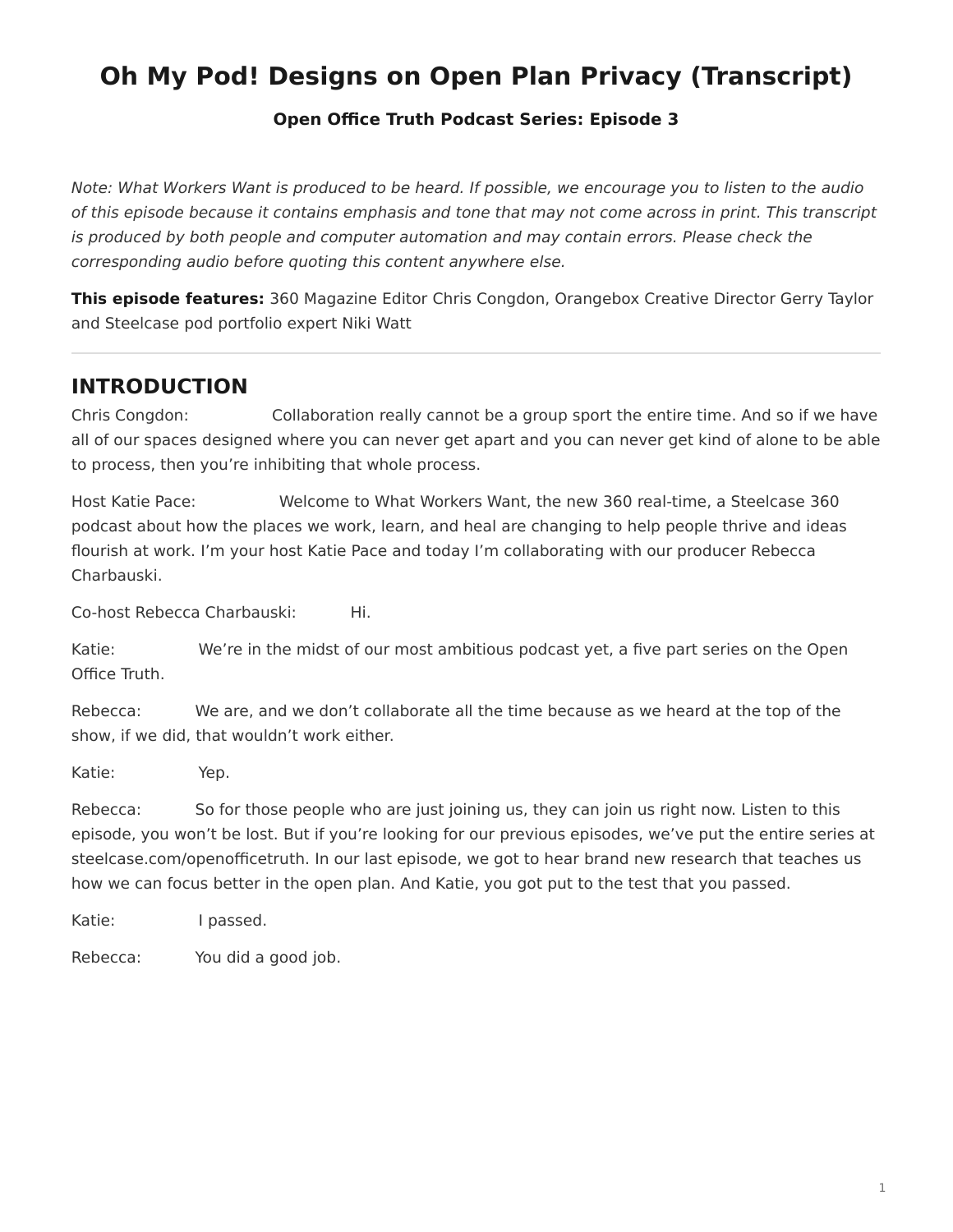# Oh My Pod! Designs on Open Plan Privacy (Transcript)

**Open Office Truth Podcast Series: Episode 3**

*Note: What Workers Want is produced to be heard. If possible, we encourage you to listen to the audio of this episode because it contains emphasis and tone that may not come across in print. This transcript is produced by both people and computer automation and may contain errors. Please check the corresponding audio before quoting this content anywhere else.*

**This episode features:** 360 Magazine Editor Chris Congdon, Orangebox Creative Director Gerry Taylor and Steelcase pod portfolio expert Niki Watt

---

## INTRODUCTION

Chris Congdon: Collaboration really cannot be a group sport the entire time. And so if we have all of our spaces designed where you can never get apart and you can never get kind of alone to be able to process, then you're inhibiting that whole process.

Host Katie Pace: Welcome to What Workers Want, the new 360 real-time, a Steelcase 360 podcast about how the places we work, learn, and heal are changing to help people thrive and ideas flourish at work. I'm your host Katie Pace and today I'm collaborating with our producer Rebecca Charbauski.

Co-host Rebecca Charbauski: Hi.

Katie: We're in the midst of our most ambitious podcast yet, a five part series on the Open Office Truth.

Rebecca: We are, and we don't collaborate all the time because as we heard at the top of the show, if we did, that wouldn't work either.

Katie: Yep.

Rebecca: So for those people who are just joining us, they can join us right now. Listen to this episode, you won't be lost. But if you're looking for our previous episodes, we've put the entire series at steelcase.com/openofficetruth. In our last episode, we got to hear brand new research that teaches us how we can focus better in the open plan. And Katie, you got put to the test that you passed.

Katie: I passed.

Rebecca: You did a good job.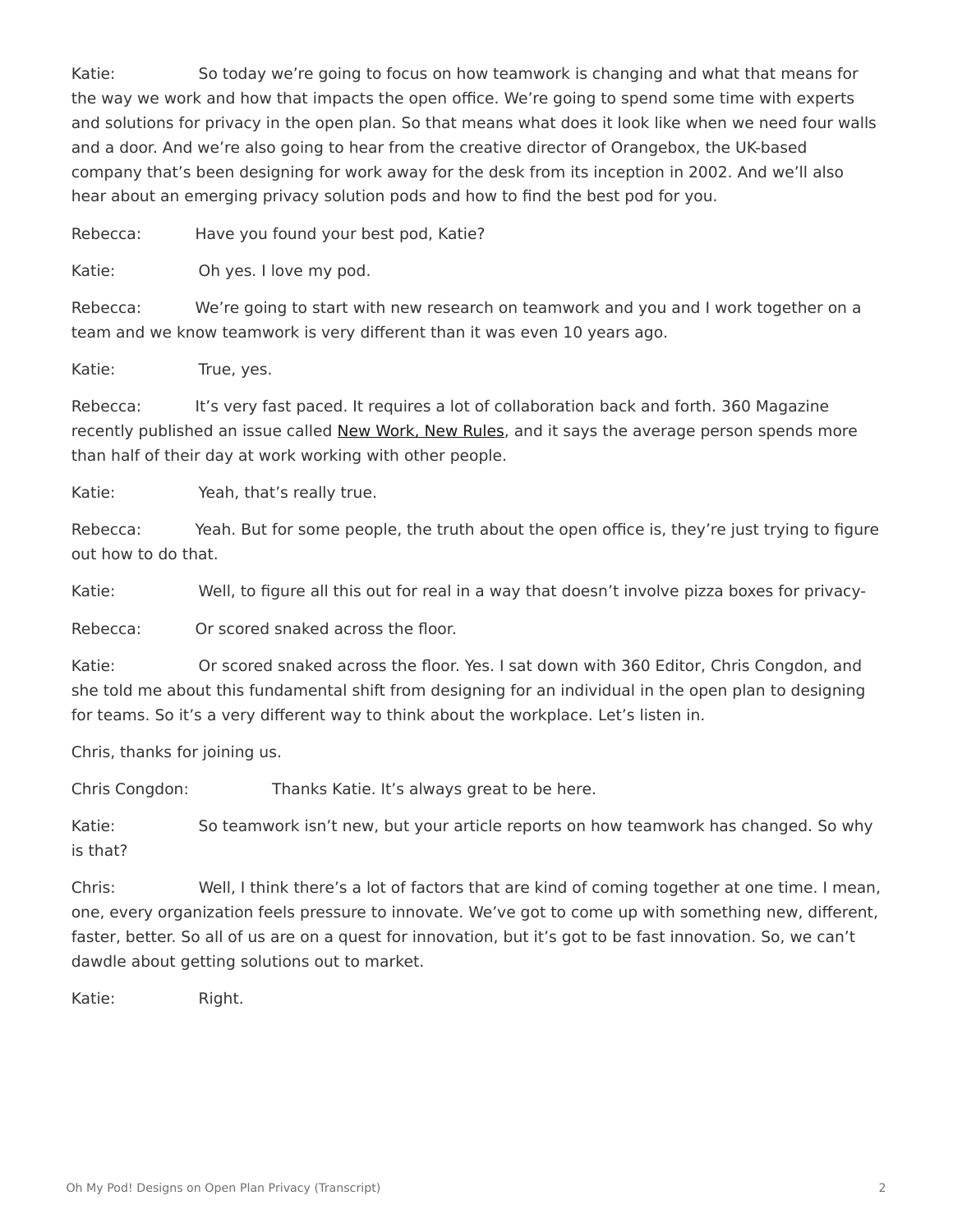Katie: So today we're going to focus on how teamwork is changing and what that means for the way we work and how that impacts the open office. We're going to spend some time with experts and solutions for privacy in the open plan. So that means what does it look like when we need four walls and a door. And we're also going to hear from the creative director of Orangebox, the UK-based company that's been designing for work away for the desk from its inception in 2002. And we'll also hear about an emerging privacy solution pods and how to find the best pod for you.

Rebecca: Have you found your best pod, Katie?

Katie: Oh yes. I love my pod.

Rebecca: We're going to start with new research on teamwork and you and I work together on a team and we know teamwork is very different than it was even 10 years ago.

Katie: True, yes.

Rebecca: It's very fast paced. It requires a lot of collaboration back and forth. 360 Magazine recently published an issue called New Work, New Rules, and it says the average person spends more than half of their day at work working with other people.

Katie: Yeah, that's really true.

Rebecca: Yeah. But for some people, the truth about the open office is, they're just trying to figure out how to do that.

Katie: Well, to figure all this out for real in a way that doesn't involve pizza boxes for privacy-

Rebecca: Or scored snaked across the floor.

Katie: Or scored snaked across the floor. Yes. I sat down with 360 Editor, Chris Congdon, and she told me about this fundamental shift from designing for an individual in the open plan to designing for teams. So it's a very different way to think about the workplace. Let's listen in.

Chris, thanks for joining us.

Chris Congdon: Thanks Katie. It's always great to be here.

Katie: So teamwork isn't new, but your article reports on how teamwork has changed. So why is that?

Chris: Well, I think there's a lot of factors that are kind of coming together at one time. I mean, one, every organization feels pressure to innovate. We've got to come up with something new, different, faster, better. So all of us are on a quest for innovation, but it's got to be fast innovation. So, we can't dawdle about getting solutions out to market.

Katie: Right.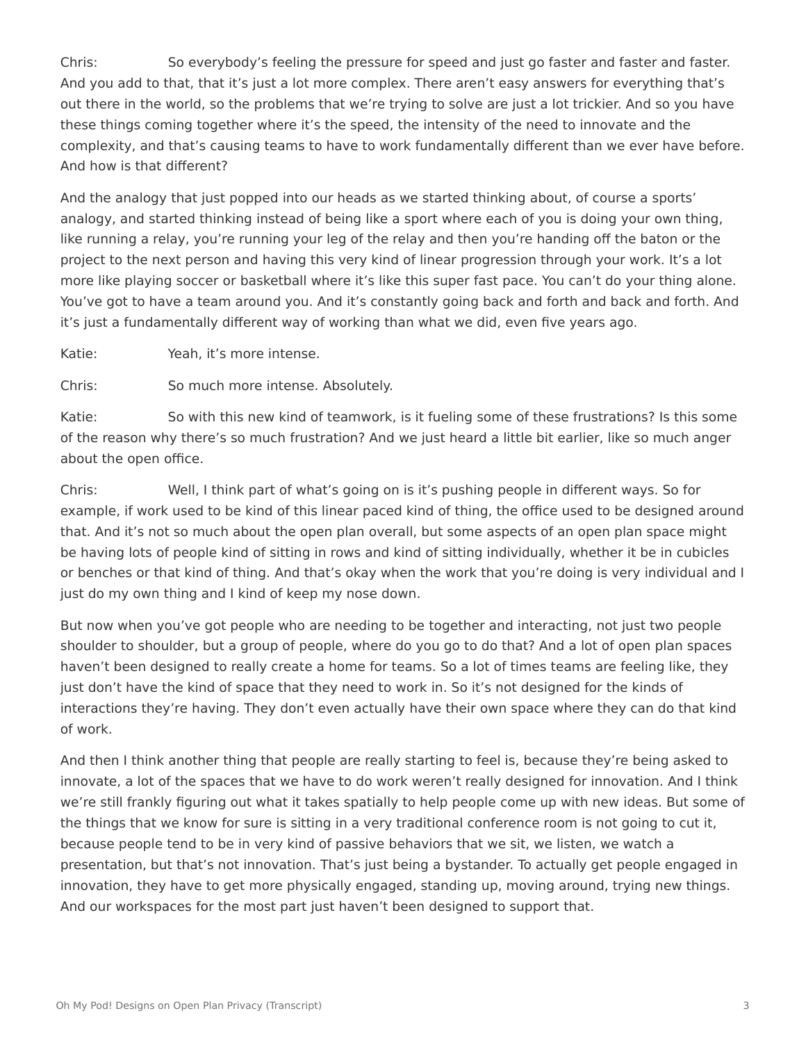Chris: So everybody's feeling the pressure for speed and just go faster and faster and faster. And you add to that, that it's just a lot more complex. There aren't easy answers for everything that's out there in the world, so the problems that we're trying to solve are just a lot trickier. And so you have these things coming together where it's the speed, the intensity of the need to innovate and the complexity, and that's causing teams to have to work fundamentally different than we ever have before. And how is that different?

And the analogy that just popped into our heads as we started thinking about, of course a sports' analogy, and started thinking instead of being like a sport where each of you is doing your own thing, like running a relay, you're running your leg of the relay and then you're handing off the baton or the project to the next person and having this very kind of linear progression through your work. It's a lot more like playing soccer or basketball where it's like this super fast pace. You can't do your thing alone. You've got to have a team around you. And it's constantly going back and forth and back and forth. And it's just a fundamentally different way of working than what we did, even five years ago.

Katie: Yeah, it's more intense.

Chris: So much more intense. Absolutely.

Katie: So with this new kind of teamwork, is it fueling some of these frustrations? Is this some of the reason why there's so much frustration? And we just heard a little bit earlier, like so much anger about the open office.

Chris: Well, I think part of what's going on is it's pushing people in different ways. So for example, if work used to be kind of this linear paced kind of thing, the office used to be designed around that. And it's not so much about the open plan overall, but some aspects of an open plan space might be having lots of people kind of sitting in rows and kind of sitting individually, whether it be in cubicles or benches or that kind of thing. And that's okay when the work that you're doing is very individual and I just do my own thing and I kind of keep my nose down.

But now when you've got people who are needing to be together and interacting, not just two people shoulder to shoulder, but a group of people, where do you go to do that? And a lot of open plan spaces haven't been designed to really create a home for teams. So a lot of times teams are feeling like, they just don't have the kind of space that they need to work in. So it's not designed for the kinds of interactions they're having. They don't even actually have their own space where they can do that kind of work.

And then I think another thing that people are really starting to feel is, because they're being asked to innovate, a lot of the spaces that we have to do work weren't really designed for innovation. And I think we're still frankly figuring out what it takes spatially to help people come up with new ideas. But some of the things that we know for sure is sitting in a very traditional conference room is not going to cut it, because people tend to be in very kind of passive behaviors that we sit, we listen, we watch a presentation, but that's not innovation. That's just being a bystander. To actually get people engaged in innovation, they have to get more physically engaged, standing up, moving around, trying new things. And our workspaces for the most part just haven't been designed to support that.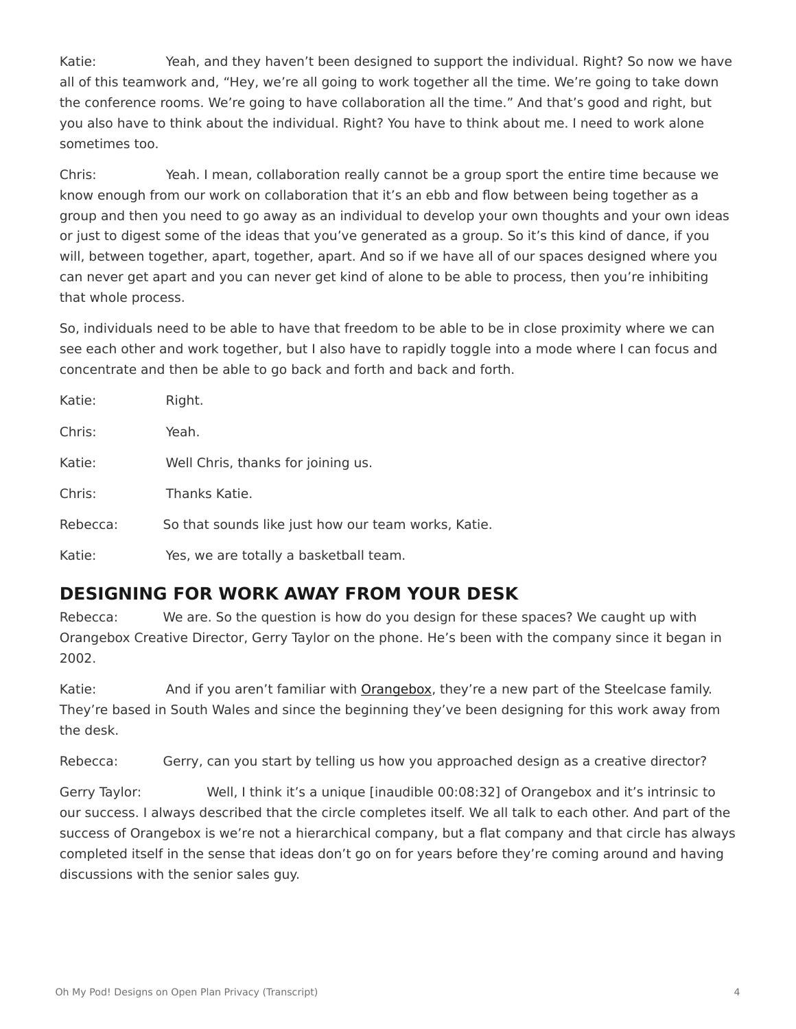Katie: Yeah, and they haven't been designed to support the individual. Right? So now we have all of this teamwork and, "Hey, we're all going to work together all the time. We're going to take down the conference rooms. We're going to have collaboration all the time." And that's good and right, but you also have to think about the individual. Right? You have to think about me. I need to work alone sometimes too.

Chris: Yeah. I mean, collaboration really cannot be a group sport the entire time because we know enough from our work on collaboration that it's an ebb and flow between being together as a group and then you need to go away as an individual to develop your own thoughts and your own ideas or just to digest some of the ideas that you've generated as a group. So it's this kind of dance, if you will, between together, apart, together, apart. And so if we have all of our spaces designed where you can never get apart and you can never get kind of alone to be able to process, then you're inhibiting that whole process.

So, individuals need to be able to have that freedom to be able to be in close proximity where we can see each other and work together, but I also have to rapidly toggle into a mode where I can focus and concentrate and then be able to go back and forth and back and forth.

Katie: Right.

Chris: Yeah.

Katie: Well Chris, thanks for joining us.

Chris: Thanks Katie.

Rebecca: So that sounds like just how our team works, Katie.

Katie: Yes, we are totally a basketball team.

## DESIGNING FOR WORK AWAY FROM YOUR DESK

Rebecca: We are. So the question is how do you design for these spaces? We caught up with Orangebox Creative Director, Gerry Taylor on the phone. He's been with the company since it began in 2002.

Katie: And if you aren't familiar with Orangebox, they're a new part of the Steelcase family. They're based in South Wales and since the beginning they've been designing for this work away from the desk.

Rebecca: Gerry, can you start by telling us how you approached design as a creative director?

Gerry Taylor: Well, I think it's a unique [inaudible 00:08:32] of Orangebox and it's intrinsic to our success. I always described that the circle completes itself. We all talk to each other. And part of the success of Orangebox is we're not a hierarchical company, but a flat company and that circle has always completed itself in the sense that ideas don't go on for years before they're coming around and having discussions with the senior sales guy.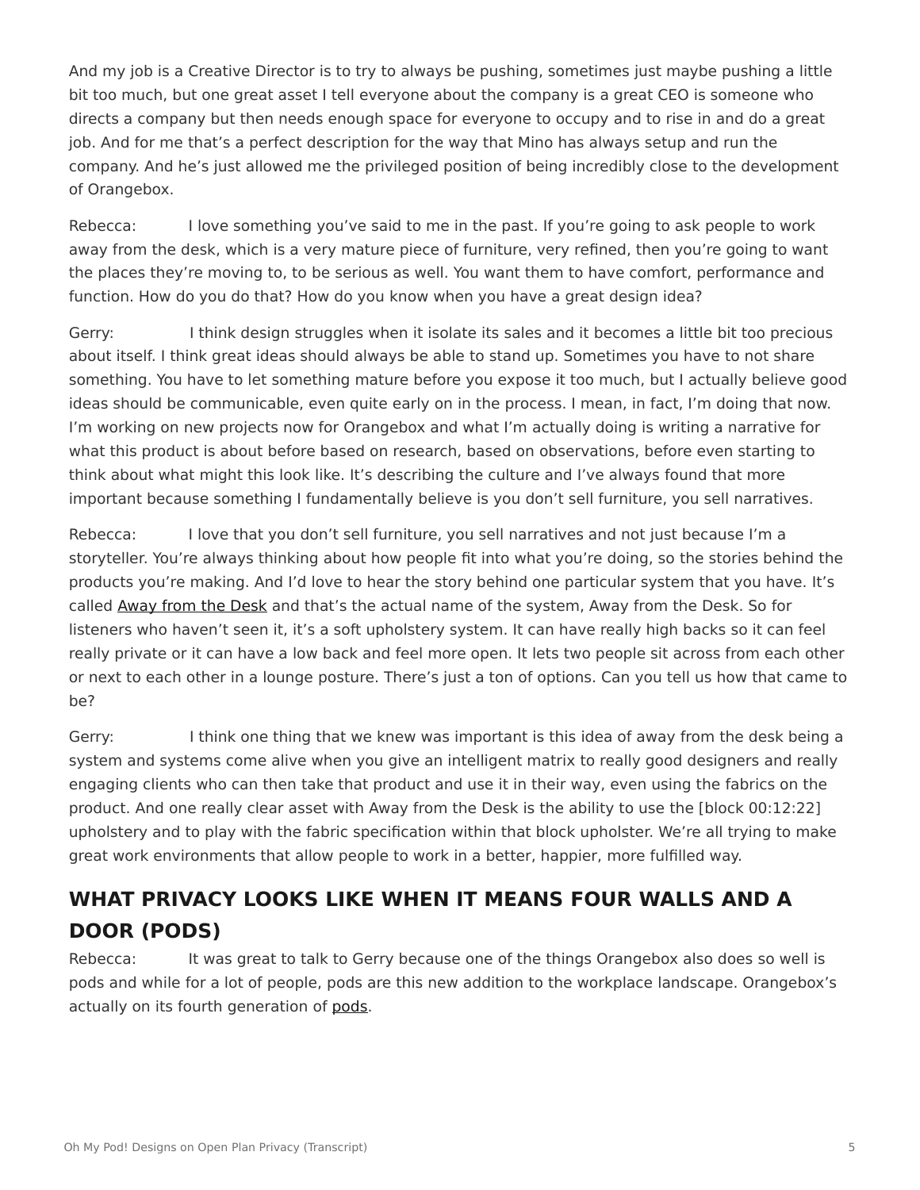And my job is a Creative Director is to try to always be pushing, sometimes just maybe pushing a little bit too much, but one great asset I tell everyone about the company is a great CEO is someone who directs a company but then needs enough space for everyone to occupy and to rise in and do a great job. And for me that's a perfect description for the way that Mino has always setup and run the company. And he's just allowed me the privileged position of being incredibly close to the development of Orangebox.

Rebecca: I love something you've said to me in the past. If you're going to ask people to work away from the desk, which is a very mature piece of furniture, very refined, then you're going to want the places they're moving to, to be serious as well. You want them to have comfort, performance and function. How do you do that? How do you know when you have a great design idea?

Gerry: I think design struggles when it isolate its sales and it becomes a little bit too precious about itself. I think great ideas should always be able to stand up. Sometimes you have to not share something. You have to let something mature before you expose it too much, but I actually believe good ideas should be communicable, even quite early on in the process. I mean, in fact, I'm doing that now. I'm working on new projects now for Orangebox and what I'm actually doing is writing a narrative for what this product is about before based on research, based on observations, before even starting to think about what might this look like. It's describing the culture and I've always found that more important because something I fundamentally believe is you don't sell furniture, you sell narratives.

Rebecca: I love that you don't sell furniture, you sell narratives and not just because I'm a storyteller. You're always thinking about how people fit into what you're doing, so the stories behind the products you're making. And I'd love to hear the story behind one particular system that you have. It's called Away from the Desk and that's the actual name of the system, Away from the Desk. So for listeners who haven't seen it, it's a soft upholstery system. It can have really high backs so it can feel really private or it can have a low back and feel more open. It lets two people sit across from each other or next to each other in a lounge posture. There's just a ton of options. Can you tell us how that came to be?

Gerry: I think one thing that we knew was important is this idea of away from the desk being a system and systems come alive when you give an intelligent matrix to really good designers and really engaging clients who can then take that product and use it in their way, even using the fabrics on the product. And one really clear asset with Away from the Desk is the ability to use the [block 00:12:22] upholstery and to play with the fabric specification within that block upholster. We're all trying to make great work environments that allow people to work in a better, happier, more fulfilled way.

## WHAT PRIVACY LOOKS LIKE WHEN IT MEANS FOUR WALLS AND A DOOR (PODS)

Rebecca: It was great to talk to Gerry because one of the things Orangebox also does so well is pods and while for a lot of people, pods are this new addition to the workplace landscape. Orangebox's actually on its fourth generation of pods.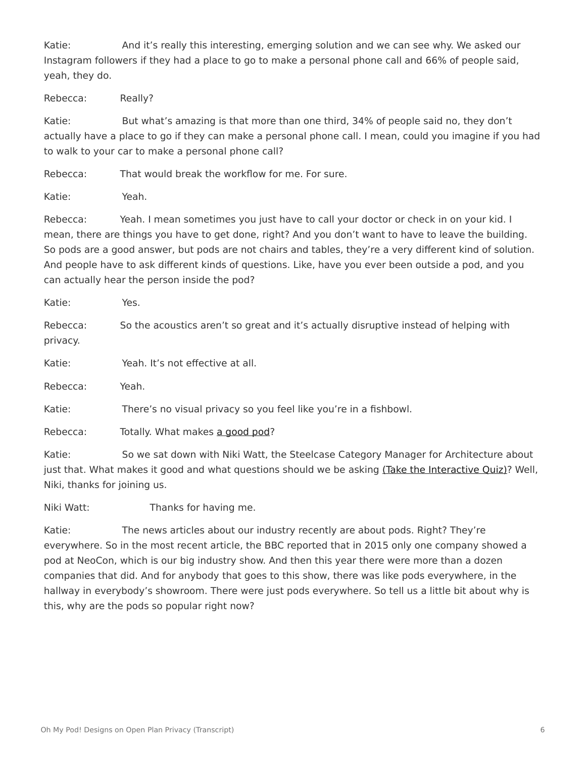Katie: And it's really this interesting, emerging solution and we can see why. We asked our Instagram followers if they had a place to go to make a personal phone call and 66% of people said, yeah, they do.

Rebecca: Really?

Katie: But what's amazing is that more than one third, 34% of people said no, they don't actually have a place to go if they can make a personal phone call. I mean, could you imagine if you had to walk to your car to make a personal phone call?

Rebecca: That would break the workflow for me. For sure.

Katie: Yeah.

Rebecca: Yeah. I mean sometimes you just have to call your doctor or check in on your kid. I mean, there are things you have to get done, right? And you don't want to have to leave the building. So pods are a good answer, but pods are not chairs and tables, they're a very different kind of solution. And people have to ask different kinds of questions. Like, have you ever been outside a pod, and you can actually hear the person inside the pod?

Katie: Yes.

Rebecca: So the acoustics aren't so great and it's actually disruptive instead of helping with privacy.

Katie: Yeah. It's not effective at all.

Rebecca: Yeah.

Katie: There's no visual privacy so you feel like you're in a fishbowl.

Rebecca: Totally. What makes a good pod?

Katie: So we sat down with Niki Watt, the Steelcase Category Manager for Architecture about just that. What makes it good and what questions should we be asking (Take the Interactive Quiz)? Well, Niki, thanks for joining us.

Niki Watt: Thanks for having me.

Katie: The news articles about our industry recently are about pods. Right? They're everywhere. So in the most recent article, the BBC reported that in 2015 only one company showed a pod at NeoCon, which is our big industry show. And then this year there were more than a dozen companies that did. And for anybody that goes to this show, there was like pods everywhere, in the hallway in everybody's showroom. There were just pods everywhere. So tell us a little bit about why is this, why are the pods so popular right now?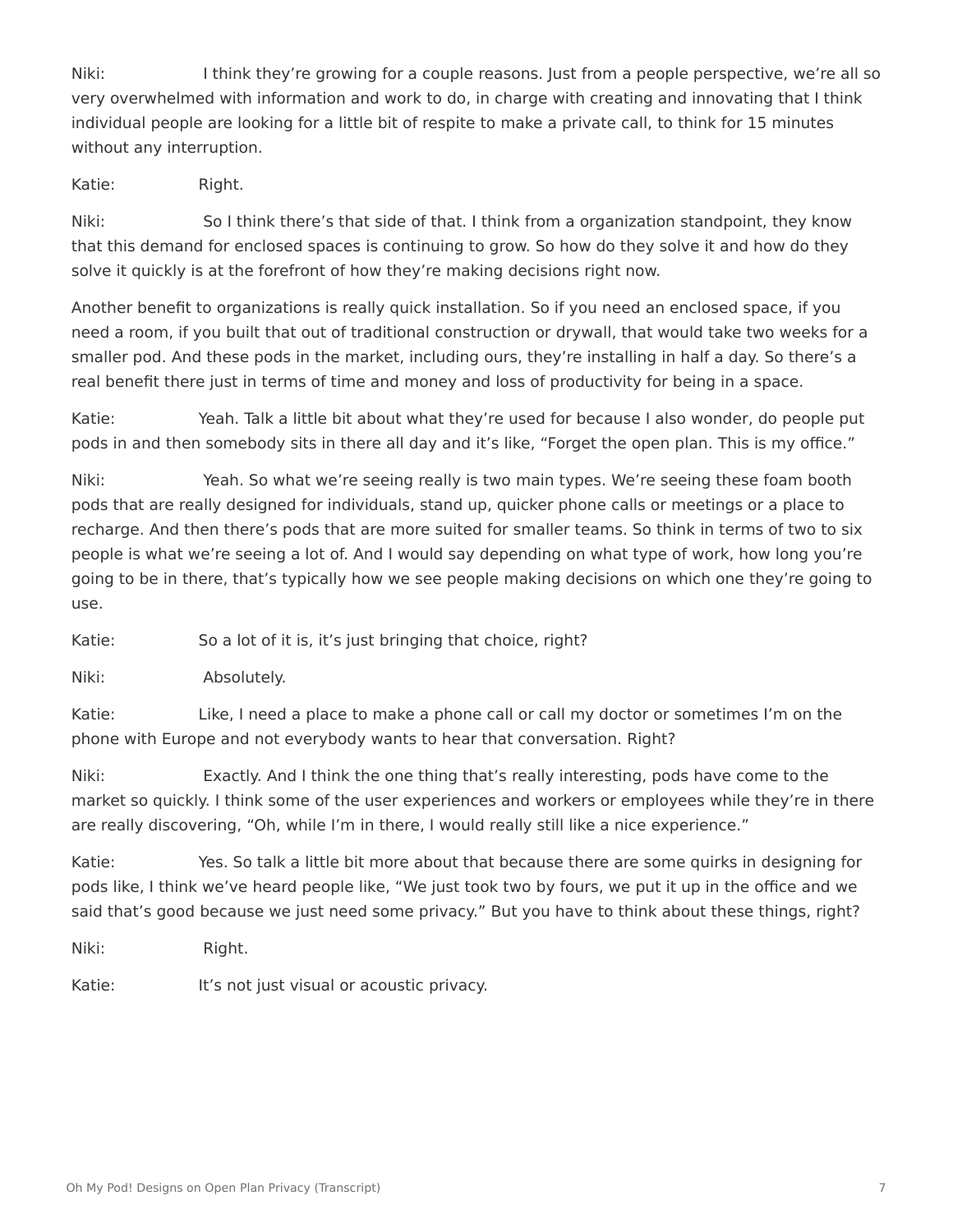Niki: I think they're growing for a couple reasons. Just from a people perspective, we're all so very overwhelmed with information and work to do, in charge with creating and innovating that I think individual people are looking for a little bit of respite to make a private call, to think for 15 minutes without any interruption.

Katie: Right.

Niki: So I think there's that side of that. I think from a organization standpoint, they know that this demand for enclosed spaces is continuing to grow. So how do they solve it and how do they solve it quickly is at the forefront of how they're making decisions right now.

Another benefit to organizations is really quick installation. So if you need an enclosed space, if you need a room, if you built that out of traditional construction or drywall, that would take two weeks for a smaller pod. And these pods in the market, including ours, they're installing in half a day. So there's a real benefit there just in terms of time and money and loss of productivity for being in a space.

Katie: Yeah. Talk a little bit about what they're used for because I also wonder, do people put pods in and then somebody sits in there all day and it's like, "Forget the open plan. This is my office."

Niki: Yeah. So what we're seeing really is two main types. We're seeing these foam booth pods that are really designed for individuals, stand up, quicker phone calls or meetings or a place to recharge. And then there's pods that are more suited for smaller teams. So think in terms of two to six people is what we're seeing a lot of. And I would say depending on what type of work, how long you're going to be in there, that's typically how we see people making decisions on which one they're going to use.

Katie: So a lot of it is, it's just bringing that choice, right?

Niki: Absolutely.

Katie: Like, I need a place to make a phone call or call my doctor or sometimes I'm on the phone with Europe and not everybody wants to hear that conversation. Right?

Niki: Exactly. And I think the one thing that's really interesting, pods have come to the market so quickly. I think some of the user experiences and workers or employees while they're in there are really discovering, "Oh, while I'm in there, I would really still like a nice experience."

Katie: Yes. So talk a little bit more about that because there are some quirks in designing for pods like, I think we've heard people like, "We just took two by fours, we put it up in the office and we said that's good because we just need some privacy." But you have to think about these things, right?

Niki: Right.

Katie: It's not just visual or acoustic privacy.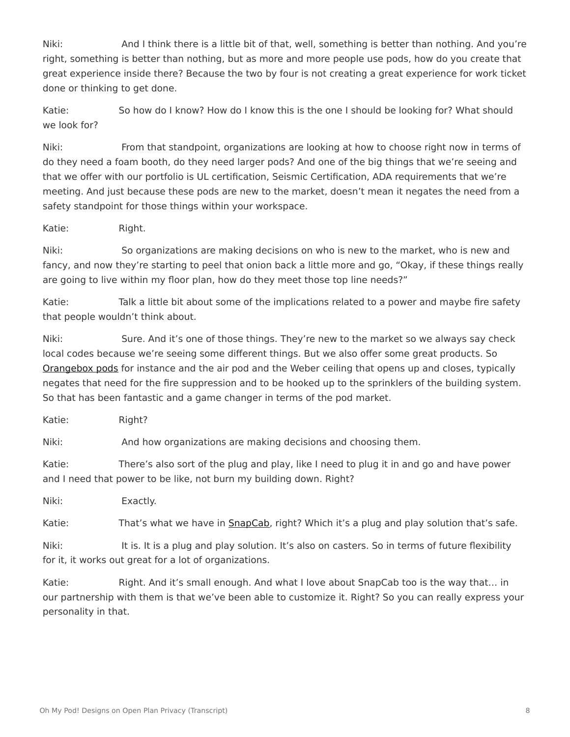Niki: And I think there is a little bit of that, well, something is better than nothing. And you're right, something is better than nothing, but as more and more people use pods, how do you create that great experience inside there? Because the two by four is not creating a great experience for work ticket done or thinking to get done.

Katie: So how do I know? How do I know this is the one I should be looking for? What should we look for?

Niki: From that standpoint, organizations are looking at how to choose right now in terms of do they need a foam booth, do they need larger pods? And one of the big things that we're seeing and that we offer with our portfolio is UL certification, Seismic Certification, ADA requirements that we're meeting. And just because these pods are new to the market, doesn't mean it negates the need from a safety standpoint for those things within your workspace.

Katie: Right.

Niki: So organizations are making decisions on who is new to the market, who is new and fancy, and now they're starting to peel that onion back a little more and go, "Okay, if these things really are going to live within my floor plan, how do they meet those top line needs?"

Katie: Talk a little bit about some of the implications related to a power and maybe fire safety that people wouldn't think about.

Niki: Sure. And it's one of those things. They're new to the market so we always say check local codes because we're seeing some different things. But we also offer some great products. So Orangebox pods for instance and the air pod and the Weber ceiling that opens up and closes, typically negates that need for the fire suppression and to be hooked up to the sprinklers of the building system. So that has been fantastic and a game changer in terms of the pod market.

Katie: Right?

Niki: And how organizations are making decisions and choosing them.

Katie: There's also sort of the plug and play, like I need to plug it in and go and have power and I need that power to be like, not burn my building down. Right?

Niki: Exactly.

Katie: That's what we have in SnapCab, right? Which it's a plug and play solution that's safe.

Niki: It is. It is a plug and play solution. It's also on casters. So in terms of future flexibility for it, it works out great for a lot of organizations.

Katie: Right. And it's small enough. And what I love about SnapCab too is the way that… in our partnership with them is that we've been able to customize it. Right? So you can really express your personality in that.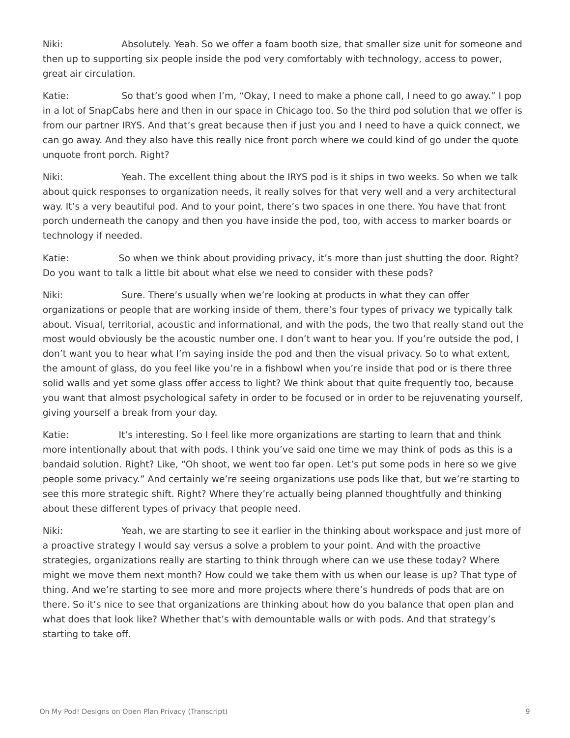Niki: Absolutely. Yeah. So we offer a foam booth size, that smaller size unit for someone and then up to supporting six people inside the pod very comfortably with technology, access to power, great air circulation.

Katie: So that's good when I'm, "Okay, I need to make a phone call, I need to go away." I pop in a lot of SnapCabs here and then in our space in Chicago too. So the third pod solution that we offer is from our partner IRYS. And that's great because then if just you and I need to have a quick connect, we can go away. And they also have this really nice front porch where we could kind of go under the quote unquote front porch. Right?

Niki: Yeah. The excellent thing about the IRYS pod is it ships in two weeks. So when we talk about quick responses to organization needs, it really solves for that very well and a very architectural way. It's a very beautiful pod. And to your point, there's two spaces in one there. You have that front porch underneath the canopy and then you have inside the pod, too, with access to marker boards or technology if needed.

Katie: So when we think about providing privacy, it's more than just shutting the door. Right? Do you want to talk a little bit about what else we need to consider with these pods?

Niki: Sure. There's usually when we're looking at products in what they can offer organizations or people that are working inside of them, there's four types of privacy we typically talk about. Visual, territorial, acoustic and informational, and with the pods, the two that really stand out the most would obviously be the acoustic number one. I don't want to hear you. If you're outside the pod, I don't want you to hear what I'm saying inside the pod and then the visual privacy. So to what extent, the amount of glass, do you feel like you're in a fishbowl when you're inside that pod or is there three solid walls and yet some glass offer access to light? We think about that quite frequently too, because you want that almost psychological safety in order to be focused or in order to be rejuvenating yourself, giving yourself a break from your day.

Katie: It's interesting. So I feel like more organizations are starting to learn that and think more intentionally about that with pods. I think you've said one time we may think of pods as this is a bandaid solution. Right? Like, "Oh shoot, we went too far open. Let's put some pods in here so we give people some privacy." And certainly we're seeing organizations use pods like that, but we're starting to see this more strategic shift. Right? Where they're actually being planned thoughtfully and thinking about these different types of privacy that people need.

Niki: Yeah, we are starting to see it earlier in the thinking about workspace and just more of a proactive strategy I would say versus a solve a problem to your point. And with the proactive strategies, organizations really are starting to think through where can we use these today? Where might we move them next month? How could we take them with us when our lease is up? That type of thing. And we're starting to see more and more projects where there's hundreds of pods that are on there. So it's nice to see that organizations are thinking about how do you balance that open plan and what does that look like? Whether that's with demountable walls or with pods. And that strategy's starting to take off.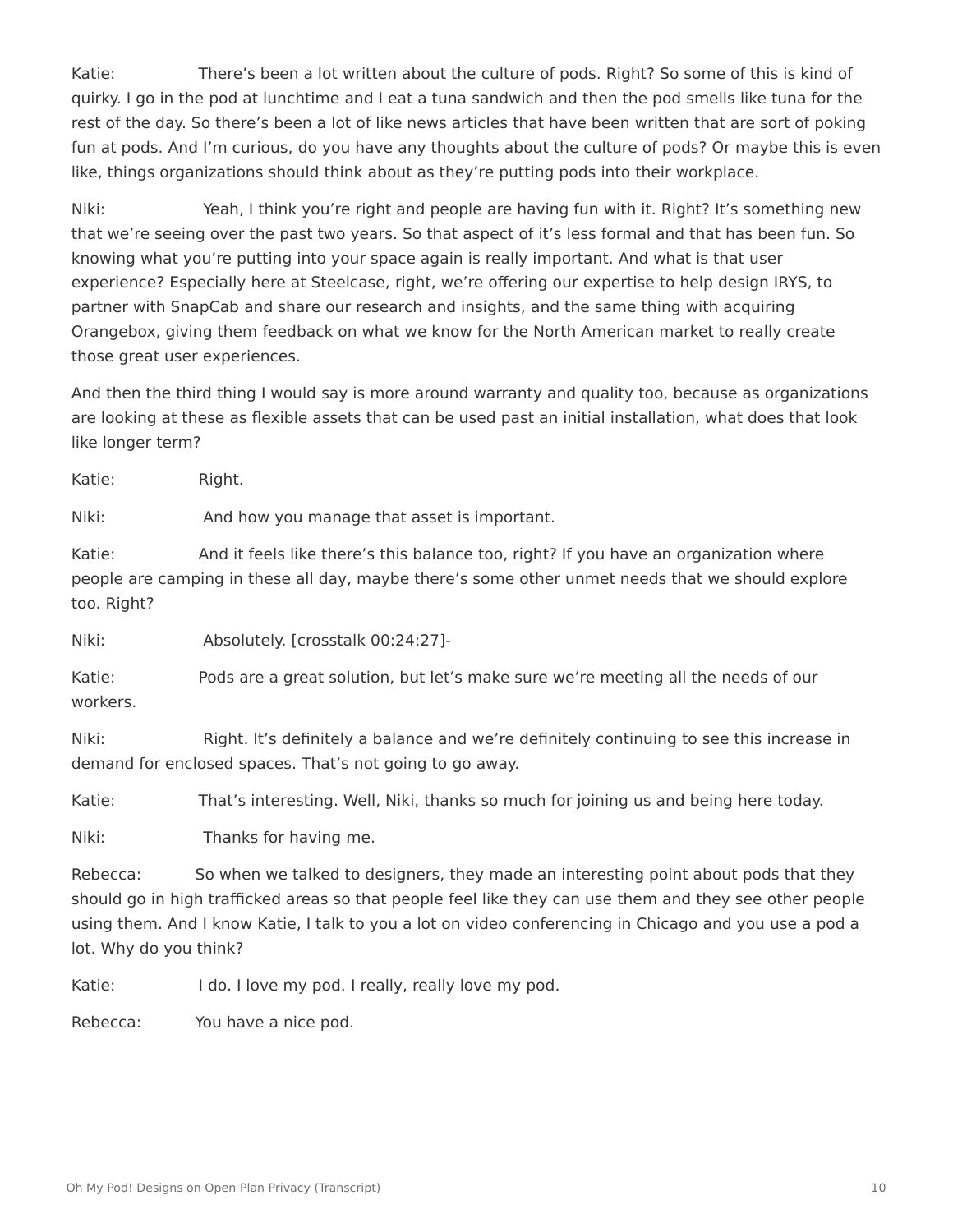Katie: There's been a lot written about the culture of pods. Right? So some of this is kind of quirky. I go in the pod at lunchtime and I eat a tuna sandwich and then the pod smells like tuna for the rest of the day. So there's been a lot of like news articles that have been written that are sort of poking fun at pods. And I'm curious, do you have any thoughts about the culture of pods? Or maybe this is even like, things organizations should think about as they're putting pods into their workplace.

Niki: Yeah, I think you're right and people are having fun with it. Right? It's something new that we're seeing over the past two years. So that aspect of it's less formal and that has been fun. So knowing what you're putting into your space again is really important. And what is that user experience? Especially here at Steelcase, right, we're offering our expertise to help design IRYS, to partner with SnapCab and share our research and insights, and the same thing with acquiring Orangebox, giving them feedback on what we know for the North American market to really create those great user experiences.

And then the third thing I would say is more around warranty and quality too, because as organizations are looking at these as flexible assets that can be used past an initial installation, what does that look like longer term?

Katie: Right.

Niki: And how you manage that asset is important.

Katie: And it feels like there's this balance too, right? If you have an organization where people are camping in these all day, maybe there's some other unmet needs that we should explore too. Right?

Niki: Absolutely. [crosstalk 00:24:27]-

Katie: Pods are a great solution, but let's make sure we're meeting all the needs of our workers.

Niki: Right. It's definitely a balance and we're definitely continuing to see this increase in demand for enclosed spaces. That's not going to go away.

Katie: That's interesting. Well, Niki, thanks so much for joining us and being here today.

Niki: Thanks for having me.

Rebecca: So when we talked to designers, they made an interesting point about pods that they should go in high trafficked areas so that people feel like they can use them and they see other people using them. And I know Katie, I talk to you a lot on video conferencing in Chicago and you use a pod a lot. Why do you think?

Katie: I do. I love my pod. I really, really love my pod.

Rebecca: You have a nice pod.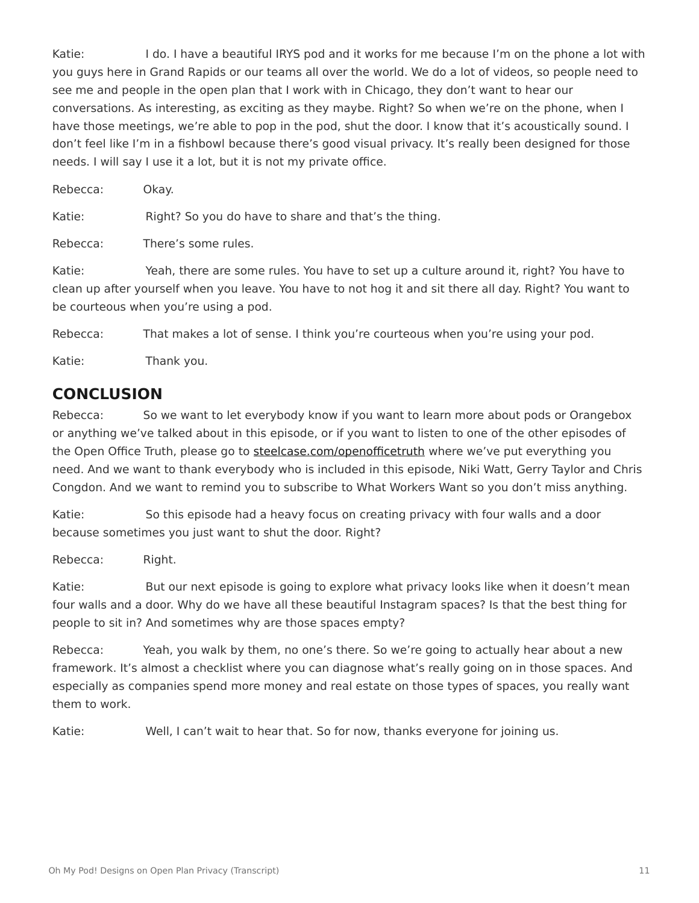Katie: I do. I have a beautiful IRYS pod and it works for me because I'm on the phone a lot with you guys here in Grand Rapids or our teams all over the world. We do a lot of videos, so people need to see me and people in the open plan that I work with in Chicago, they don't want to hear our conversations. As interesting, as exciting as they maybe. Right? So when we're on the phone, when I have those meetings, we're able to pop in the pod, shut the door. I know that it's acoustically sound. I don't feel like I'm in a fishbowl because there's good visual privacy. It's really been designed for those needs. I will say I use it a lot, but it is not my private office.

Rebecca: Okay.

Katie: Right? So you do have to share and that's the thing.

Rebecca: There's some rules.

Katie: Yeah, there are some rules. You have to set up a culture around it, right? You have to clean up after yourself when you leave. You have to not hog it and sit there all day. Right? You want to be courteous when you're using a pod.

Rebecca: That makes a lot of sense. I think you're courteous when you're using your pod.

Katie: Thank you.

## CONCLUSION

Rebecca: So we want to let everybody know if you want to learn more about pods or Orangebox or anything we've talked about in this episode, or if you want to listen to one of the other episodes of the Open Office Truth, please go to steelcase.com/openofficetruth where we've put everything you need. And we want to thank everybody who is included in this episode, Niki Watt, Gerry Taylor and Chris Congdon. And we want to remind you to subscribe to What Workers Want so you don't miss anything.

Katie: So this episode had a heavy focus on creating privacy with four walls and a door because sometimes you just want to shut the door. Right?

Rebecca: Right.

Katie: But our next episode is going to explore what privacy looks like when it doesn't mean four walls and a door. Why do we have all these beautiful Instagram spaces? Is that the best thing for people to sit in? And sometimes why are those spaces empty?

Rebecca: Yeah, you walk by them, no one's there. So we're going to actually hear about a new framework. It's almost a checklist where you can diagnose what's really going on in those spaces. And especially as companies spend more money and real estate on those types of spaces, you really want them to work.

Katie: Well, I can't wait to hear that. So for now, thanks everyone for joining us.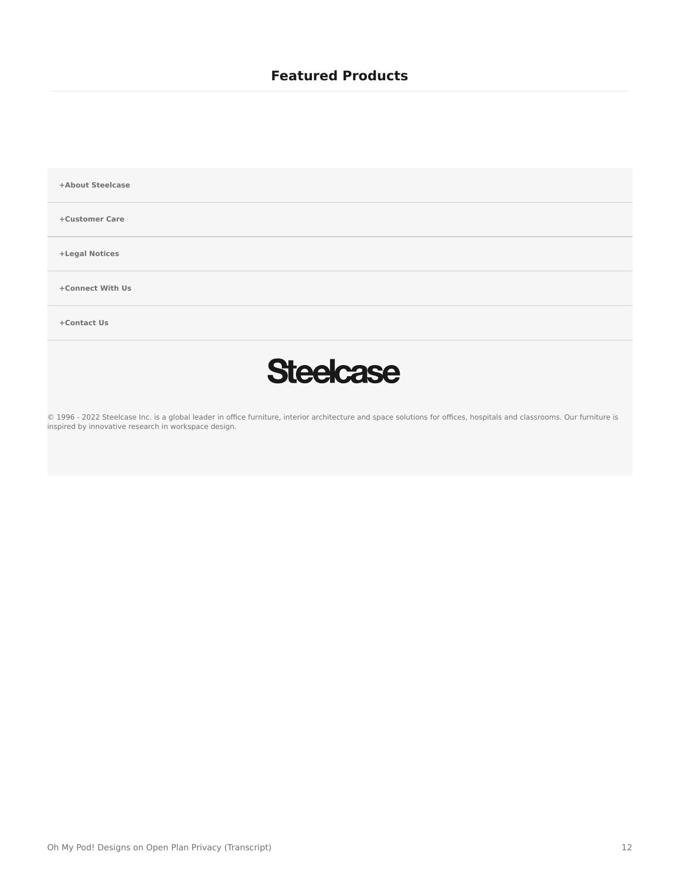## Featured Products

+About Steelcase

+Customer Care

+Legal Notices

+Connect With Us

+Contact Us

Steelcase

© 1996 - 2022 Steelcase Inc. is a global leader in office furniture, interior architecture and space solutions for offices, hospitals and classrooms. Our furniture is inspired by innovative research in workspace design.